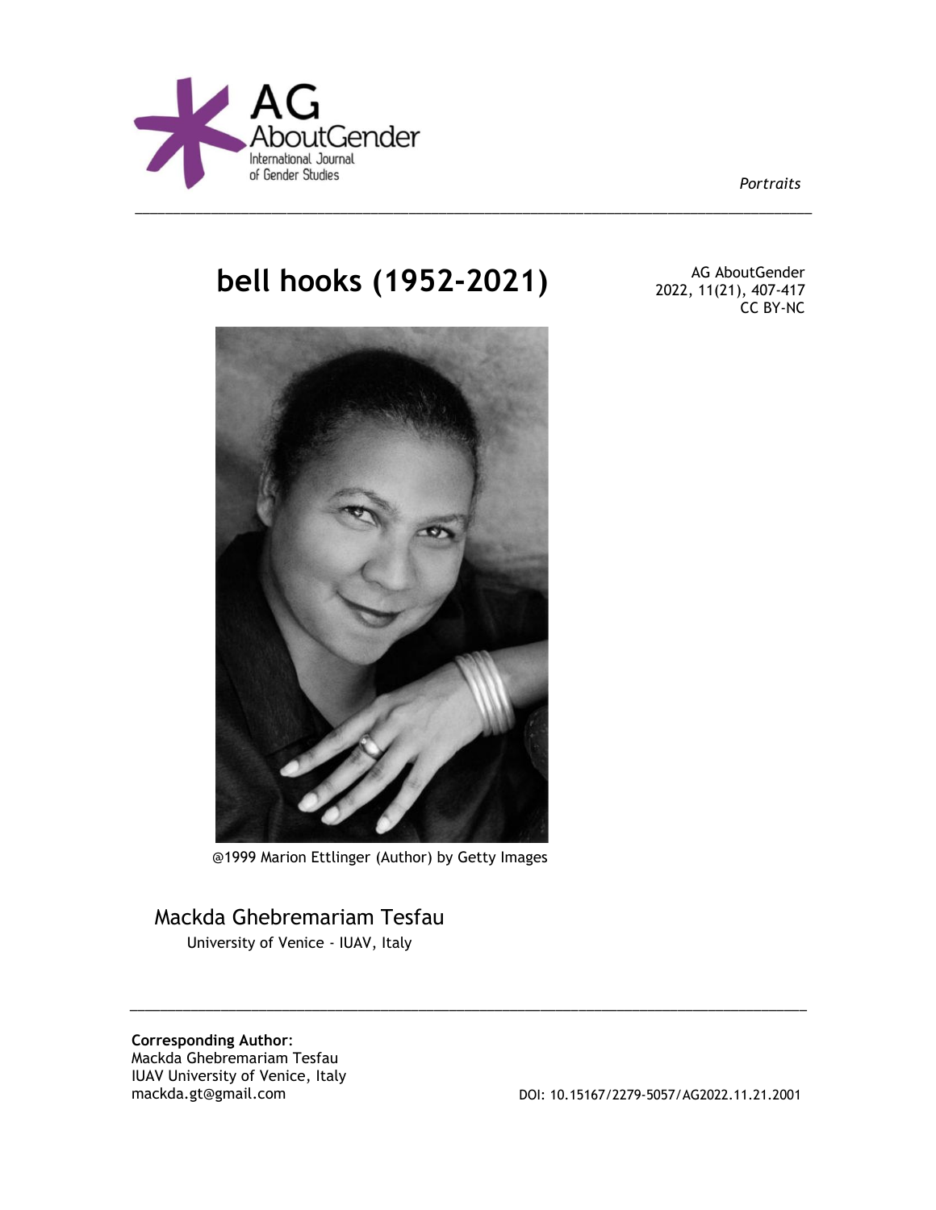AG AboutGender
International Journal
of Gender Studies

*Portraits*

# bell hooks (1952-2021)

AG AboutGender
2022, 11(21), 407-417
CC BY-NC

@1999 Marion Ettlinger (Author) by Getty Images

Mackda Ghebremariam Tesfau
University of Venice - IUAV, Italy

**Corresponding Author**:
Mackda Ghebremariam Tesfau
IUAV University of Venice, Italy
mackda.gt@gmail.com

DOI: 10.15167/2279-5057/AG2022.11.21.2001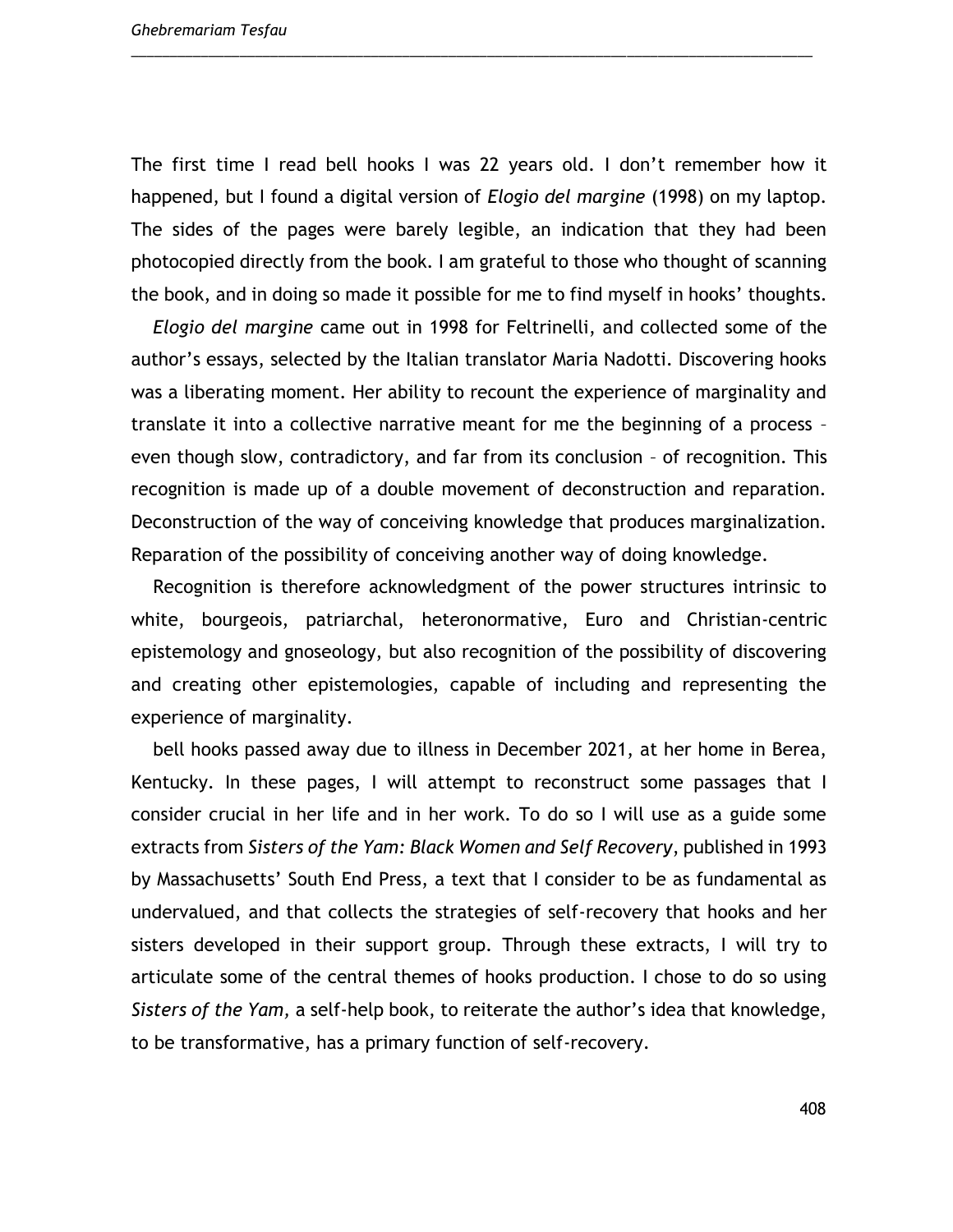The first time I read bell hooks I was 22 years old. I don't remember how it happened, but I found a digital version of *Elogio del margine* (1998) on my laptop. The sides of the pages were barely legible, an indication that they had been photocopied directly from the book. I am grateful to those who thought of scanning the book, and in doing so made it possible for me to find myself in hooks' thoughts.

*Elogio del margine* came out in 1998 for Feltrinelli, and collected some of the author's essays, selected by the Italian translator Maria Nadotti. Discovering hooks was a liberating moment. Her ability to recount the experience of marginality and translate it into a collective narrative meant for me the beginning of a process – even though slow, contradictory, and far from its conclusion – of recognition. This recognition is made up of a double movement of deconstruction and reparation. Deconstruction of the way of conceiving knowledge that produces marginalization. Reparation of the possibility of conceiving another way of doing knowledge.

Recognition is therefore acknowledgment of the power structures intrinsic to white, bourgeois, patriarchal, heteronormative, Euro and Christian-centric epistemology and gnoseology, but also recognition of the possibility of discovering and creating other epistemologies, capable of including and representing the experience of marginality.

bell hooks passed away due to illness in December 2021, at her home in Berea, Kentucky. In these pages, I will attempt to reconstruct some passages that I consider crucial in her life and in her work. To do so I will use as a guide some extracts from *Sisters of the Yam: Black Women and Self Recovery*, published in 1993 by Massachusetts' South End Press, a text that I consider to be as fundamental as undervalued, and that collects the strategies of self-recovery that hooks and her sisters developed in their support group. Through these extracts, I will try to articulate some of the central themes of hooks production. I chose to do so using *Sisters of the Yam*, a self-help book, to reiterate the author's idea that knowledge, to be transformative, has a primary function of self-recovery.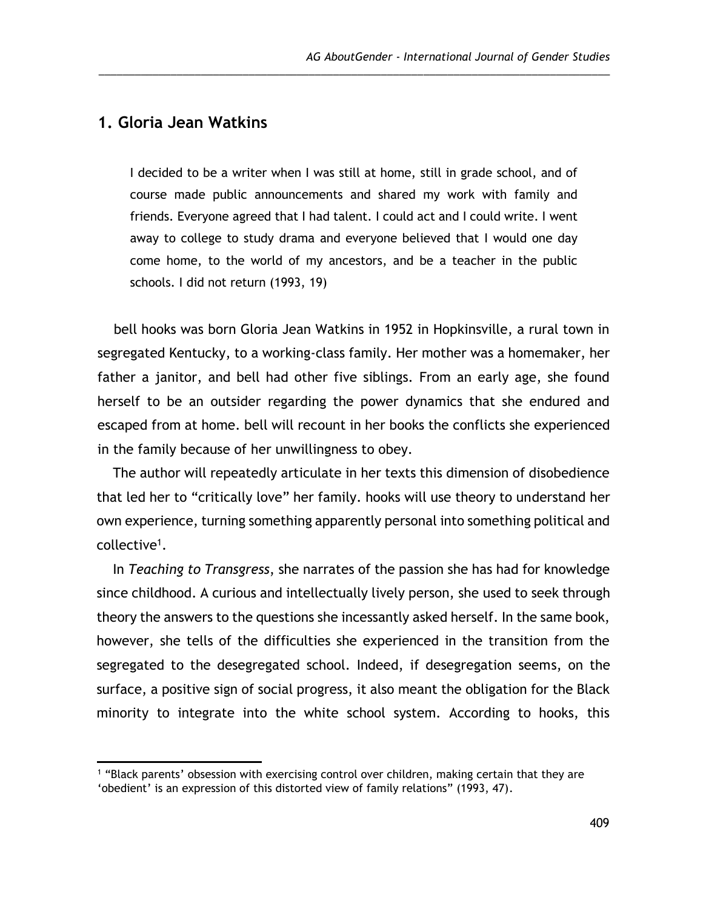## 1. Gloria Jean Watkins

> I decided to be a writer when I was still at home, still in grade school, and of course made public announcements and shared my work with family and friends. Everyone agreed that I had talent. I could act and I could write. I went away to college to study drama and everyone believed that I would one day come home, to the world of my ancestors, and be a teacher in the public schools. I did not return (1993, 19)

bell hooks was born Gloria Jean Watkins in 1952 in Hopkinsville, a rural town in segregated Kentucky, to a working-class family. Her mother was a homemaker, her father a janitor, and bell had other five siblings. From an early age, she found herself to be an outsider regarding the power dynamics that she endured and escaped from at home. bell will recount in her books the conflicts she experienced in the family because of her unwillingness to obey.

The author will repeatedly articulate in her texts this dimension of disobedience that led her to "critically love" her family. hooks will use theory to understand her own experience, turning something apparently personal into something political and collective[1].

In *Teaching to Transgress*, she narrates of the passion she has had for knowledge since childhood. A curious and intellectually lively person, she used to seek through theory the answers to the questions she incessantly asked herself. In the same book, however, she tells of the difficulties she experienced in the transition from the segregated to the desegregated school. Indeed, if desegregation seems, on the surface, a positive sign of social progress, it also meant the obligation for the Black minority to integrate into the white school system. According to hooks, this

[1] "Black parents' obsession with exercising control over children, making certain that they are 'obedient' is an expression of this distorted view of family relations" (1993, 47).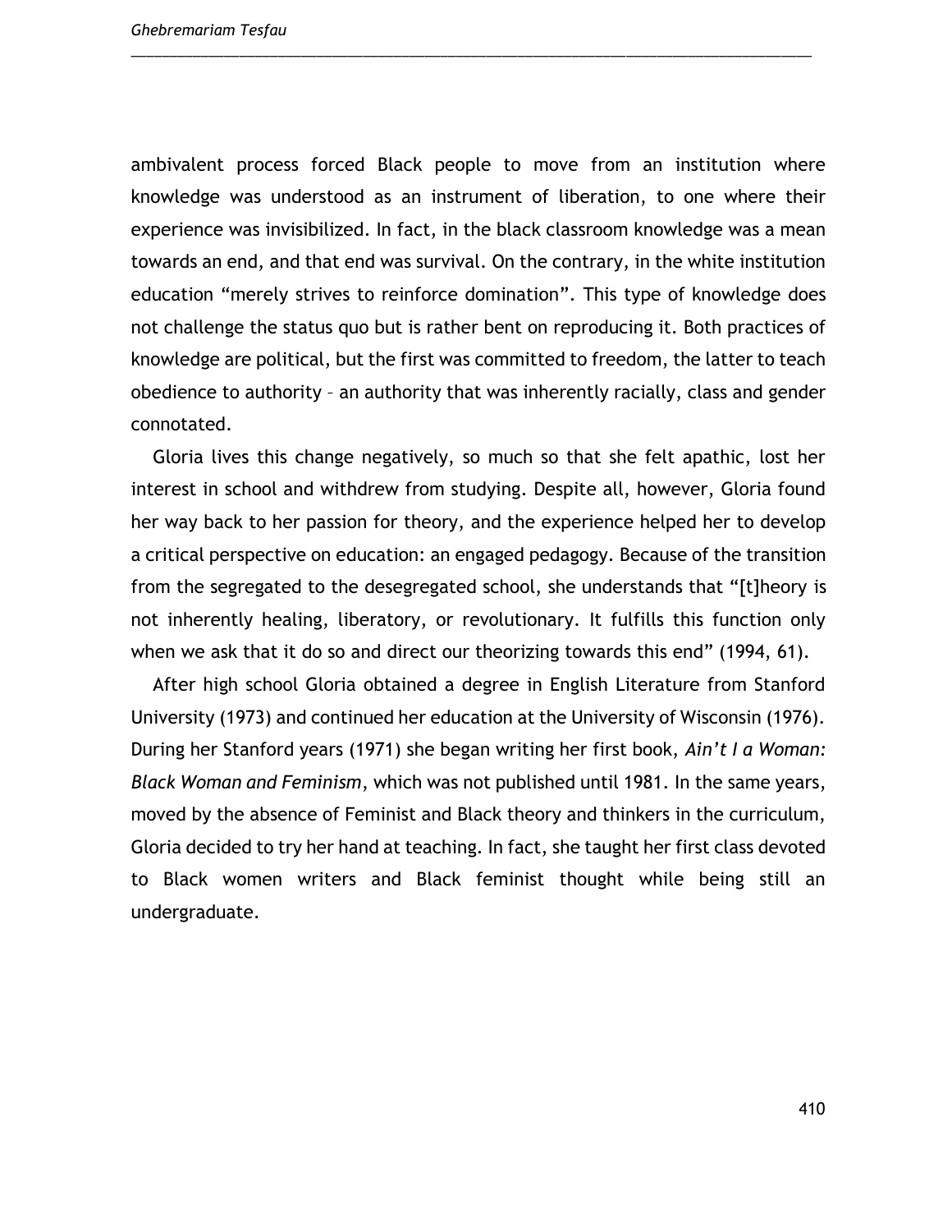ambivalent process forced Black people to move from an institution where knowledge was understood as an instrument of liberation, to one where their experience was invisibilized. In fact, in the black classroom knowledge was a mean towards an end, and that end was survival. On the contrary, in the white institution education "merely strives to reinforce domination". This type of knowledge does not challenge the status quo but is rather bent on reproducing it. Both practices of knowledge are political, but the first was committed to freedom, the latter to teach obedience to authority – an authority that was inherently racially, class and gender connotated.

Gloria lives this change negatively, so much so that she felt apathic, lost her interest in school and withdrew from studying. Despite all, however, Gloria found her way back to her passion for theory, and the experience helped her to develop a critical perspective on education: an engaged pedagogy. Because of the transition from the segregated to the desegregated school, she understands that "[t]heory is not inherently healing, liberatory, or revolutionary. It fulfills this function only when we ask that it do so and direct our theorizing towards this end" (1994, 61).

After high school Gloria obtained a degree in English Literature from Stanford University (1973) and continued her education at the University of Wisconsin (1976). During her Stanford years (1971) she began writing her first book, *Ain't I a Woman: Black Woman and Feminism*, which was not published until 1981. In the same years, moved by the absence of Feminist and Black theory and thinkers in the curriculum, Gloria decided to try her hand at teaching. In fact, she taught her first class devoted to Black women writers and Black feminist thought while being still an undergraduate.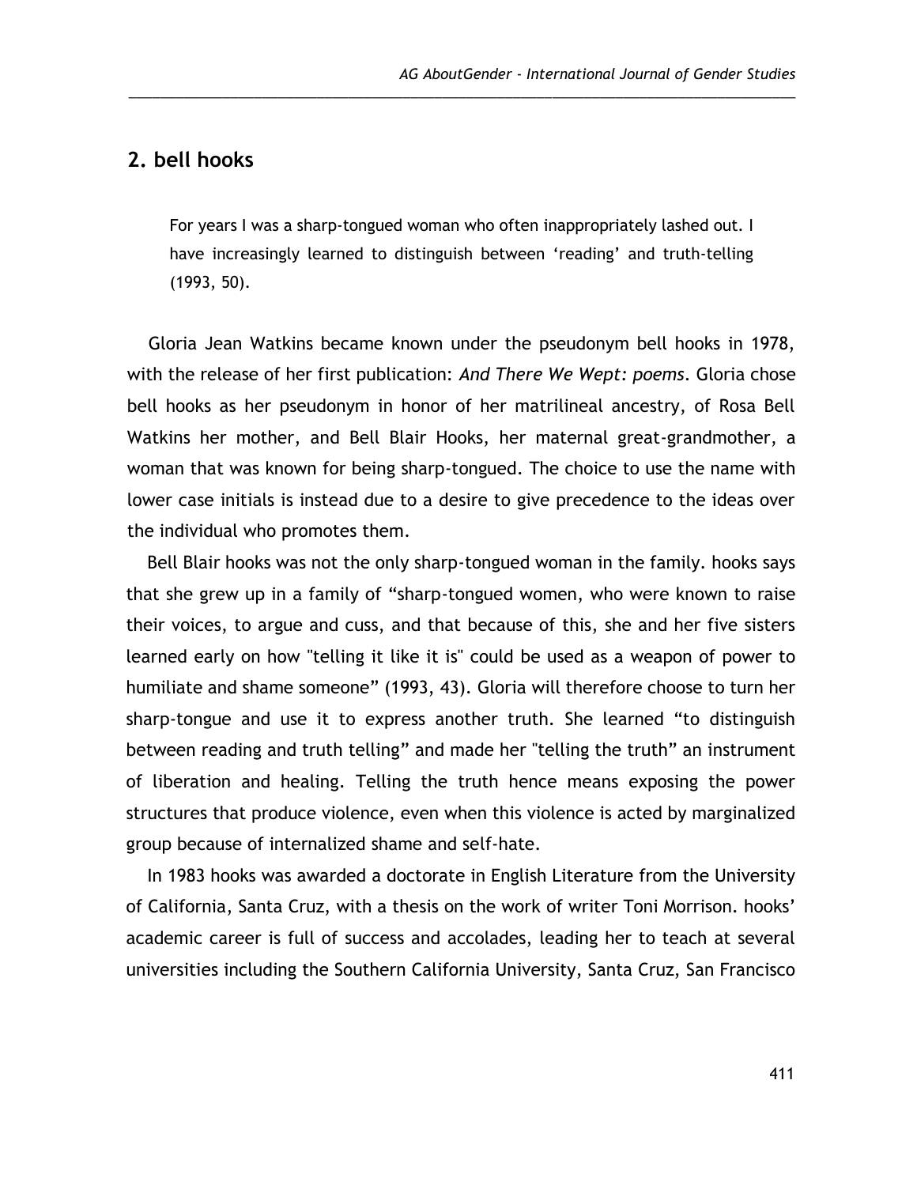## 2. bell hooks

> For years I was a sharp-tongued woman who often inappropriately lashed out. I have increasingly learned to distinguish between 'reading' and truth-telling (1993, 50).

Gloria Jean Watkins became known under the pseudonym bell hooks in 1978, with the release of her first publication: *And There We Wept: poems*. Gloria chose bell hooks as her pseudonym in honor of her matrilineal ancestry, of Rosa Bell Watkins her mother, and Bell Blair Hooks, her maternal great-grandmother, a woman that was known for being sharp-tongued. The choice to use the name with lower case initials is instead due to a desire to give precedence to the ideas over the individual who promotes them.

Bell Blair hooks was not the only sharp-tongued woman in the family. hooks says that she grew up in a family of "sharp-tongued women, who were known to raise their voices, to argue and cuss, and that because of this, she and her five sisters learned early on how "telling it like it is" could be used as a weapon of power to humiliate and shame someone" (1993, 43). Gloria will therefore choose to turn her sharp-tongue and use it to express another truth. She learned "to distinguish between reading and truth telling" and made her "telling the truth" an instrument of liberation and healing. Telling the truth hence means exposing the power structures that produce violence, even when this violence is acted by marginalized group because of internalized shame and self-hate.

In 1983 hooks was awarded a doctorate in English Literature from the University of California, Santa Cruz, with a thesis on the work of writer Toni Morrison. hooks' academic career is full of success and accolades, leading her to teach at several universities including the Southern California University, Santa Cruz, San Francisco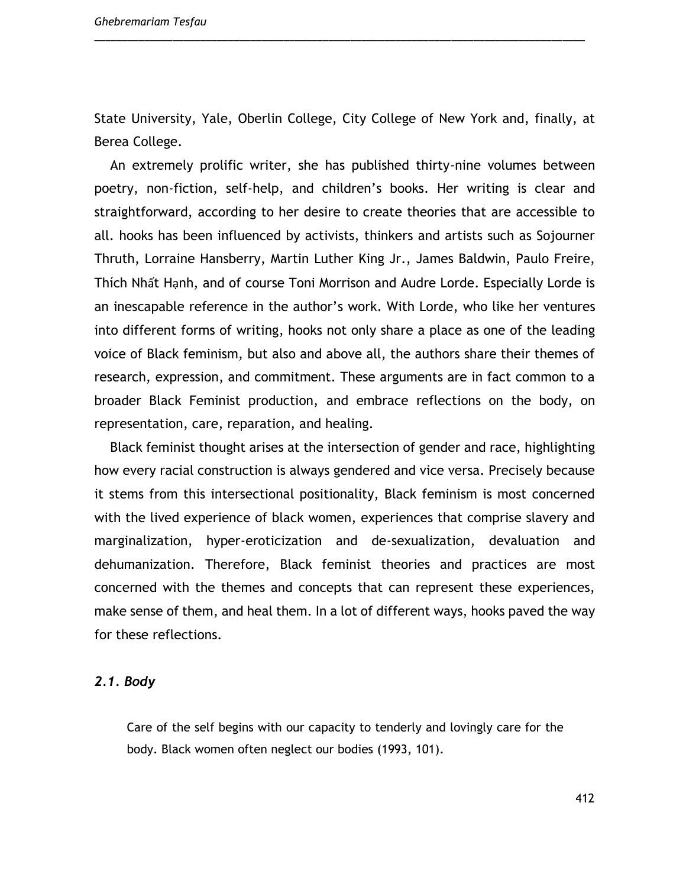State University, Yale, Oberlin College, City College of New York and, finally, at Berea College.

An extremely prolific writer, she has published thirty-nine volumes between poetry, non-fiction, self-help, and children's books. Her writing is clear and straightforward, according to her desire to create theories that are accessible to all. hooks has been influenced by activists, thinkers and artists such as Sojourner Thruth, Lorraine Hansberry, Martin Luther King Jr., James Baldwin, Paulo Freire, Thích Nhất Hạnh, and of course Toni Morrison and Audre Lorde. Especially Lorde is an inescapable reference in the author's work. With Lorde, who like her ventures into different forms of writing, hooks not only share a place as one of the leading voice of Black feminism, but also and above all, the authors share their themes of research, expression, and commitment. These arguments are in fact common to a broader Black Feminist production, and embrace reflections on the body, on representation, care, reparation, and healing.

Black feminist thought arises at the intersection of gender and race, highlighting how every racial construction is always gendered and vice versa. Precisely because it stems from this intersectional positionality, Black feminism is most concerned with the lived experience of black women, experiences that comprise slavery and marginalization, hyper-eroticization and de-sexualization, devaluation and dehumanization. Therefore, Black feminist theories and practices are most concerned with the themes and concepts that can represent these experiences, make sense of them, and heal them. In a lot of different ways, hooks paved the way for these reflections.

### *2.1. Body*

> Care of the self begins with our capacity to tenderly and lovingly care for the body. Black women often neglect our bodies (1993, 101).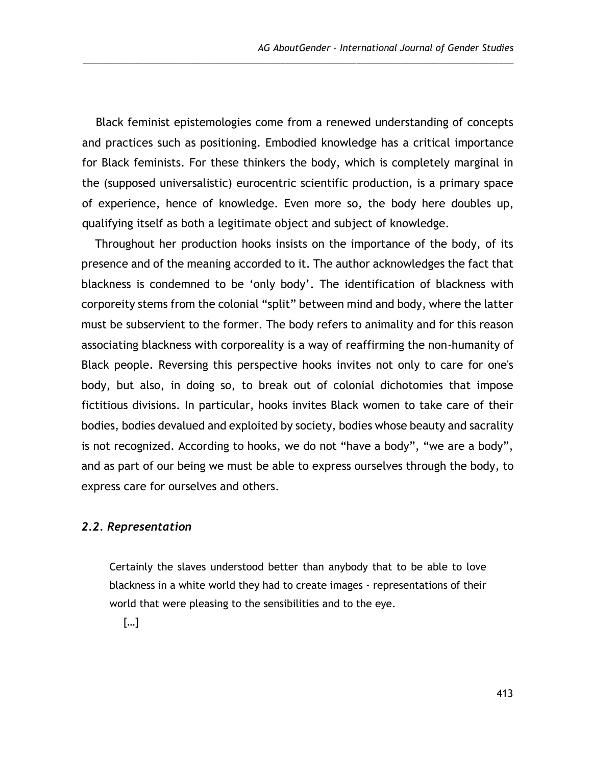Black feminist epistemologies come from a renewed understanding of concepts and practices such as positioning. Embodied knowledge has a critical importance for Black feminists. For these thinkers the body, which is completely marginal in the (supposed universalistic) eurocentric scientific production, is a primary space of experience, hence of knowledge. Even more so, the body here doubles up, qualifying itself as both a legitimate object and subject of knowledge.

Throughout her production hooks insists on the importance of the body, of its presence and of the meaning accorded to it. The author acknowledges the fact that blackness is condemned to be 'only body'. The identification of blackness with corporeity stems from the colonial "split" between mind and body, where the latter must be subservient to the former. The body refers to animality and for this reason associating blackness with corporeality is a way of reaffirming the non-humanity of Black people. Reversing this perspective hooks invites not only to care for one's body, but also, in doing so, to break out of colonial dichotomies that impose fictitious divisions. In particular, hooks invites Black women to take care of their bodies, bodies devalued and exploited by society, bodies whose beauty and sacrality is not recognized. According to hooks, we do not "have a body", "we are a body", and as part of our being we must be able to express ourselves through the body, to express care for ourselves and others.

### *2.2. Representation*

> Certainly the slaves understood better than anybody that to be able to love blackness in a white world they had to create images - representations of their world that were pleasing to the sensibilities and to the eye.
>
> […]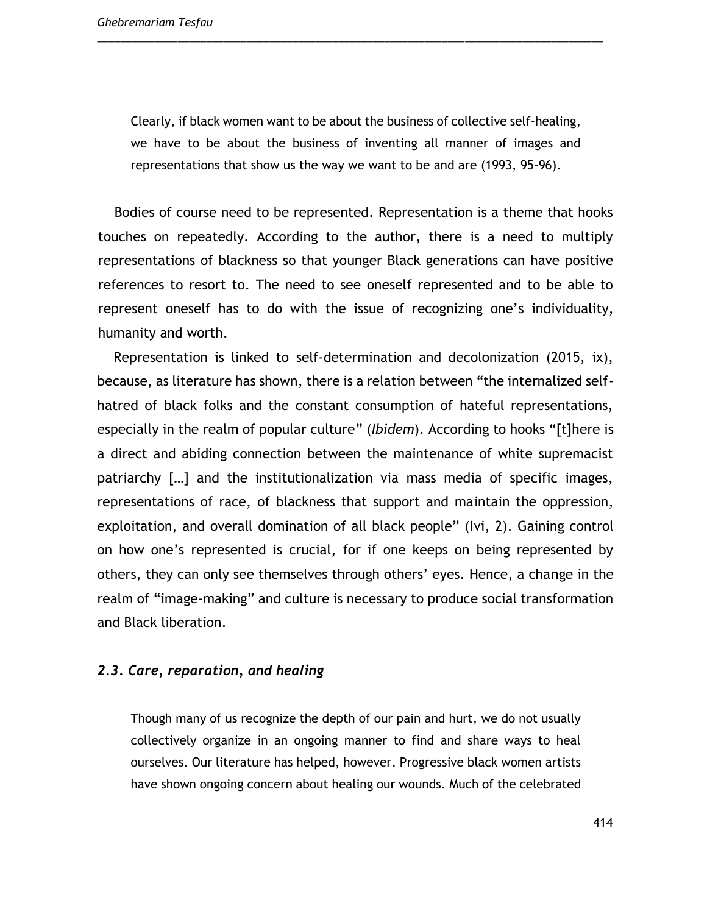> Clearly, if black women want to be about the business of collective self-healing, we have to be about the business of inventing all manner of images and representations that show us the way we want to be and are (1993, 95-96).

Bodies of course need to be represented. Representation is a theme that hooks touches on repeatedly. According to the author, there is a need to multiply representations of blackness so that younger Black generations can have positive references to resort to. The need to see oneself represented and to be able to represent oneself has to do with the issue of recognizing one's individuality, humanity and worth.

Representation is linked to self-determination and decolonization (2015, ix), because, as literature has shown, there is a relation between "the internalized self-hatred of black folks and the constant consumption of hateful representations, especially in the realm of popular culture" (*Ibidem*). According to hooks "[t]here is a direct and abiding connection between the maintenance of white supremacist patriarchy […] and the institutionalization via mass media of specific images, representations of race, of blackness that support and maintain the oppression, exploitation, and overall domination of all black people" (Ivi, 2). Gaining control on how one's represented is crucial, for if one keeps on being represented by others, they can only see themselves through others' eyes. Hence, a change in the realm of "image-making" and culture is necessary to produce social transformation and Black liberation.

### *2.3. Care, reparation, and healing*

> Though many of us recognize the depth of our pain and hurt, we do not usually collectively organize in an ongoing manner to find and share ways to heal ourselves. Our literature has helped, however. Progressive black women artists have shown ongoing concern about healing our wounds. Much of the celebrated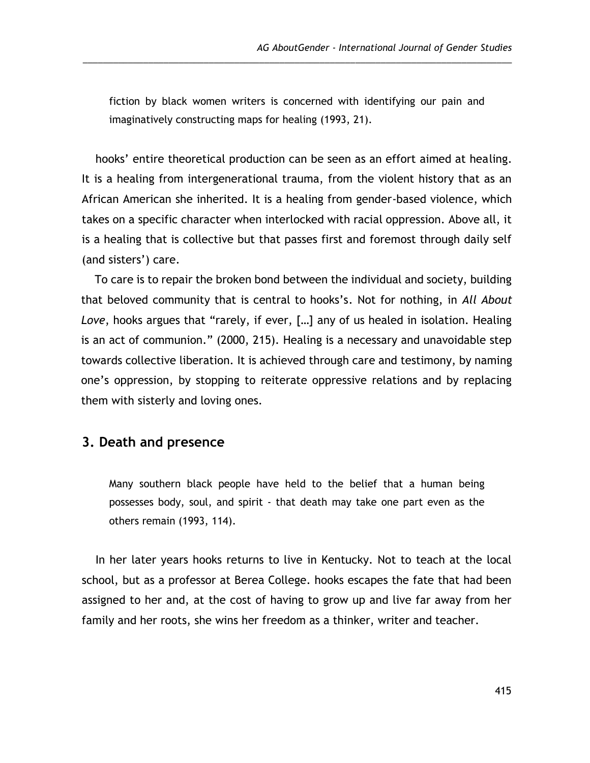> fiction by black women writers is concerned with identifying our pain and imaginatively constructing maps for healing (1993, 21).

hooks' entire theoretical production can be seen as an effort aimed at healing. It is a healing from intergenerational trauma, from the violent history that as an African American she inherited. It is a healing from gender-based violence, which takes on a specific character when interlocked with racial oppression. Above all, it is a healing that is collective but that passes first and foremost through daily self (and sisters') care.

To care is to repair the broken bond between the individual and society, building that beloved community that is central to hooks's. Not for nothing, in *All About Love*, hooks argues that "rarely, if ever, […] any of us healed in isolation. Healing is an act of communion." (2000, 215). Healing is a necessary and unavoidable step towards collective liberation. It is achieved through care and testimony, by naming one's oppression, by stopping to reiterate oppressive relations and by replacing them with sisterly and loving ones.

## 3. Death and presence

> Many southern black people have held to the belief that a human being possesses body, soul, and spirit - that death may take one part even as the others remain (1993, 114).

In her later years hooks returns to live in Kentucky. Not to teach at the local school, but as a professor at Berea College. hooks escapes the fate that had been assigned to her and, at the cost of having to grow up and live far away from her family and her roots, she wins her freedom as a thinker, writer and teacher.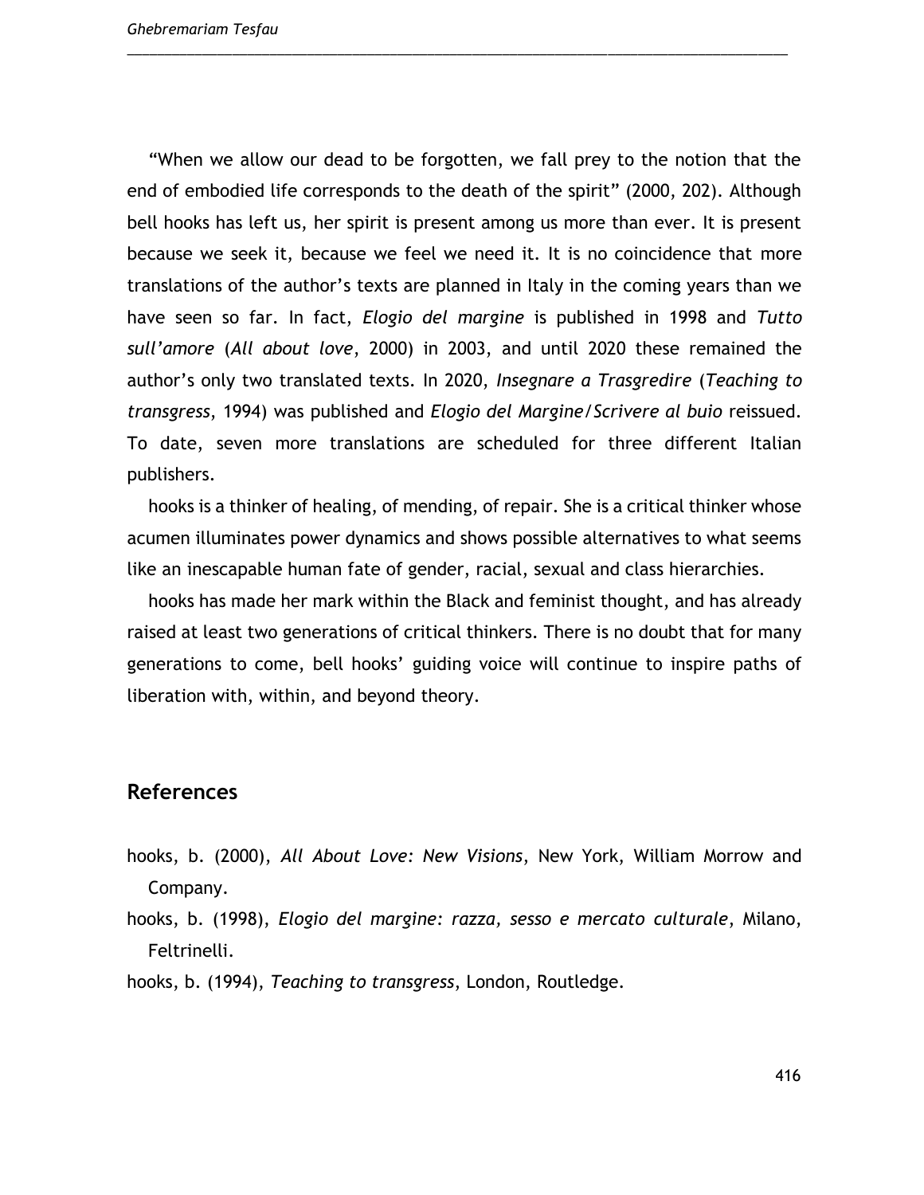"When we allow our dead to be forgotten, we fall prey to the notion that the end of embodied life corresponds to the death of the spirit" (2000, 202). Although bell hooks has left us, her spirit is present among us more than ever. It is present because we seek it, because we feel we need it. It is no coincidence that more translations of the author's texts are planned in Italy in the coming years than we have seen so far. In fact, *Elogio del margine* is published in 1998 and *Tutto sull'amore* (*All about love*, 2000) in 2003, and until 2020 these remained the author's only two translated texts. In 2020, *Insegnare a Trasgredire* (*Teaching to transgress*, 1994) was published and *Elogio del Margine/Scrivere al buio* reissued. To date, seven more translations are scheduled for three different Italian publishers.

hooks is a thinker of healing, of mending, of repair. She is a critical thinker whose acumen illuminates power dynamics and shows possible alternatives to what seems like an inescapable human fate of gender, racial, sexual and class hierarchies.

hooks has made her mark within the Black and feminist thought, and has already raised at least two generations of critical thinkers. There is no doubt that for many generations to come, bell hooks' guiding voice will continue to inspire paths of liberation with, within, and beyond theory.

## References

hooks, b. (2000), *All About Love: New Visions*, New York, William Morrow and Company.

hooks, b. (1998), *Elogio del margine: razza, sesso e mercato culturale*, Milano, Feltrinelli.

hooks, b. (1994), *Teaching to transgress*, London, Routledge.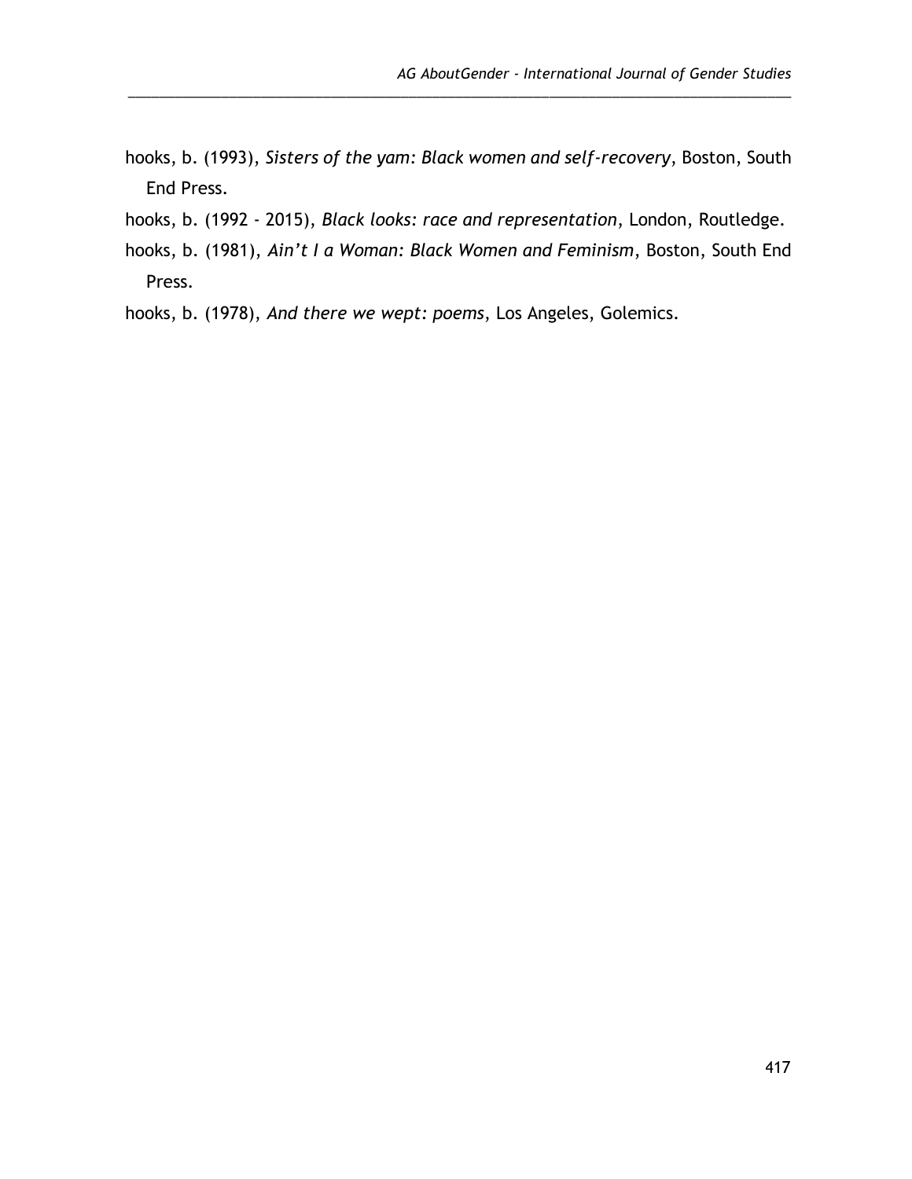hooks, b. (1993), *Sisters of the yam: Black women and self-recovery*, Boston, South End Press.

hooks, b. (1992 - 2015), *Black looks: race and representation*, London, Routledge.

hooks, b. (1981), *Ain't I a Woman: Black Women and Feminism*, Boston, South End Press.

hooks, b. (1978), *And there we wept: poems*, Los Angeles, Golemics.